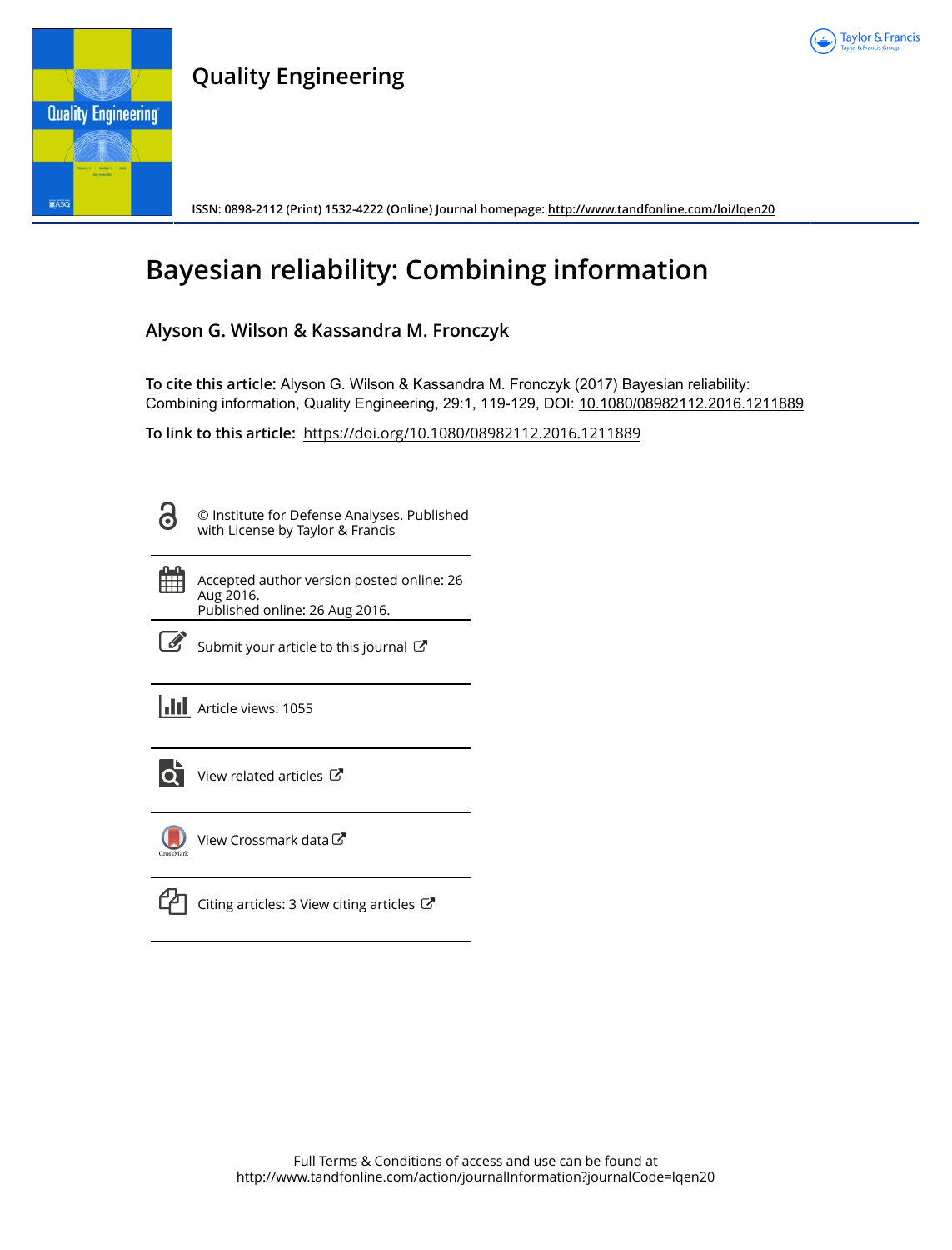# Quality Engineering

ISSN: 0898-2112 (Print) 1532-4222 (Online) Journal homepage: http://www.tandfonline.com/loi/lqen20

# Bayesian reliability: Combining information

**Alyson G. Wilson & Kassandra M. Fronczyk**

**To cite this article:** Alyson G. Wilson & Kassandra M. Fronczyk (2017) Bayesian reliability: Combining information, Quality Engineering, 29:1, 119-129, DOI: 10.1080/08982112.2016.1211889

**To link to this article:** https://doi.org/10.1080/08982112.2016.1211889

© Institute for Defense Analyses. Published with License by Taylor & Francis

Accepted author version posted online: 26 Aug 2016.
Published online: 26 Aug 2016.

Submit your article to this journal

Article views: 1055

View related articles

View Crossmark data

Citing articles: 3 View citing articles

Full Terms & Conditions of access and use can be found at
http://www.tandfonline.com/action/journalInformation?journalCode=lqen20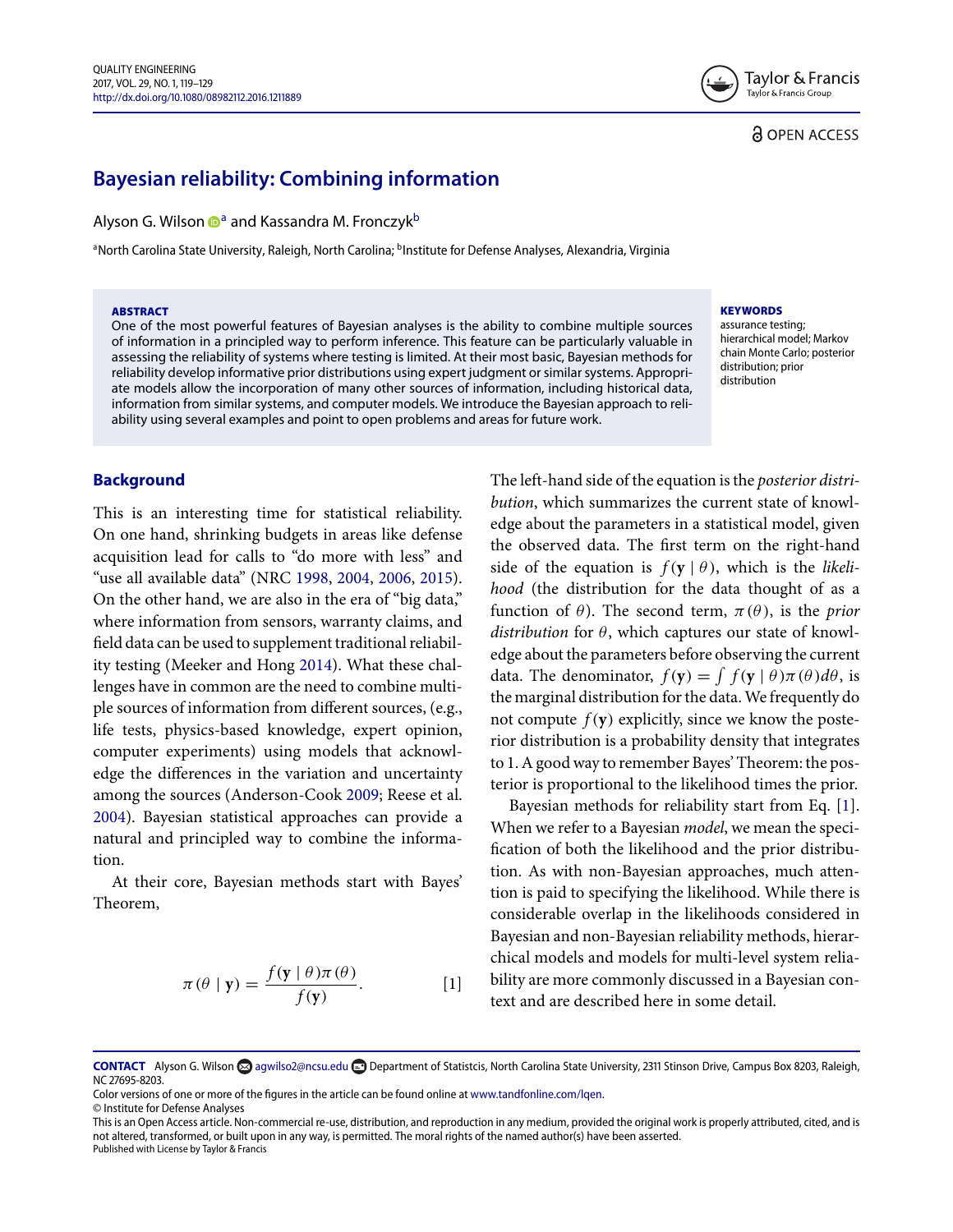# Bayesian reliability: Combining information

Alyson G. Wilson[a] and Kassandra M. Fronczyk[b]

[a]North Carolina State University, Raleigh, North Carolina; [b]Institute for Defense Analyses, Alexandria, Virginia

**ABSTRACT**

One of the most powerful features of Bayesian analyses is the ability to combine multiple sources of information in a principled way to perform inference. This feature can be particularly valuable in assessing the reliability of systems where testing is limited. At their most basic, Bayesian methods for reliability develop informative prior distributions using expert judgment or similar systems. Appropriate models allow the incorporation of many other sources of information, including historical data, information from similar systems, and computer models. We introduce the Bayesian approach to reliability using several examples and point to open problems and areas for future work.

**KEYWORDS**

assurance testing; hierarchical model; Markov chain Monte Carlo; posterior distribution; prior distribution

## Background

This is an interesting time for statistical reliability. On one hand, shrinking budgets in areas like defense acquisition lead for calls to "do more with less" and "use all available data" (NRC 1998, 2004, 2006, 2015). On the other hand, we are also in the era of "big data," where information from sensors, warranty claims, and field data can be used to supplement traditional reliability testing (Meeker and Hong 2014). What these challenges have in common are the need to combine multiple sources of information from different sources, (e.g., life tests, physics-based knowledge, expert opinion, computer experiments) using models that acknowledge the differences in the variation and uncertainty among the sources (Anderson-Cook 2009; Reese et al. 2004). Bayesian statistical approaches can provide a natural and principled way to combine the information.

At their core, Bayesian methods start with Bayes' Theorem,

$$\pi(\theta \mid \mathbf{y}) = \frac{f(\mathbf{y} \mid \theta)\pi(\theta)}{f(\mathbf{y})}. \qquad [1]$$

The left-hand side of the equation is the *posterior distribution*, which summarizes the current state of knowledge about the parameters in a statistical model, given the observed data. The first term on the right-hand side of the equation is $f(\mathbf{y} \mid \theta)$, which is the *likelihood* (the distribution for the data thought of as a function of $\theta$). The second term, $\pi(\theta)$, is the *prior distribution* for $\theta$, which captures our state of knowledge about the parameters before observing the current data. The denominator, $f(\mathbf{y}) = \int f(\mathbf{y} \mid \theta)\pi(\theta)d\theta$, is the marginal distribution for the data. We frequently do not compute $f(\mathbf{y})$ explicitly, since we know the posterior distribution is a probability density that integrates to 1. A good way to remember Bayes' Theorem: the posterior is proportional to the likelihood times the prior.

Bayesian methods for reliability start from Eq. [1]. When we refer to a Bayesian *model*, we mean the specification of both the likelihood and the prior distribution. As with non-Bayesian approaches, much attention is paid to specifying the likelihood. While there is considerable overlap in the likelihoods considered in Bayesian and non-Bayesian reliability methods, hierarchical models and models for multi-level system reliability are more commonly discussed in a Bayesian context and are described here in some detail.

**CONTACT** Alyson G. Wilson agwilso2@ncsu.edu Department of Statistcis, North Carolina State University, 2311 Stinson Drive, Campus Box 8203, Raleigh, NC 27695-8203.

Color versions of one or more of the figures in the article can be found online at www.tandfonline.com/lqen.

© Institute for Defense Analyses

This is an Open Access article. Non-commercial re-use, distribution, and reproduction in any medium, provided the original work is properly attributed, cited, and is not altered, transformed, or built upon in any way, is permitted. The moral rights of the named author(s) have been asserted.

Published with License by Taylor & Francis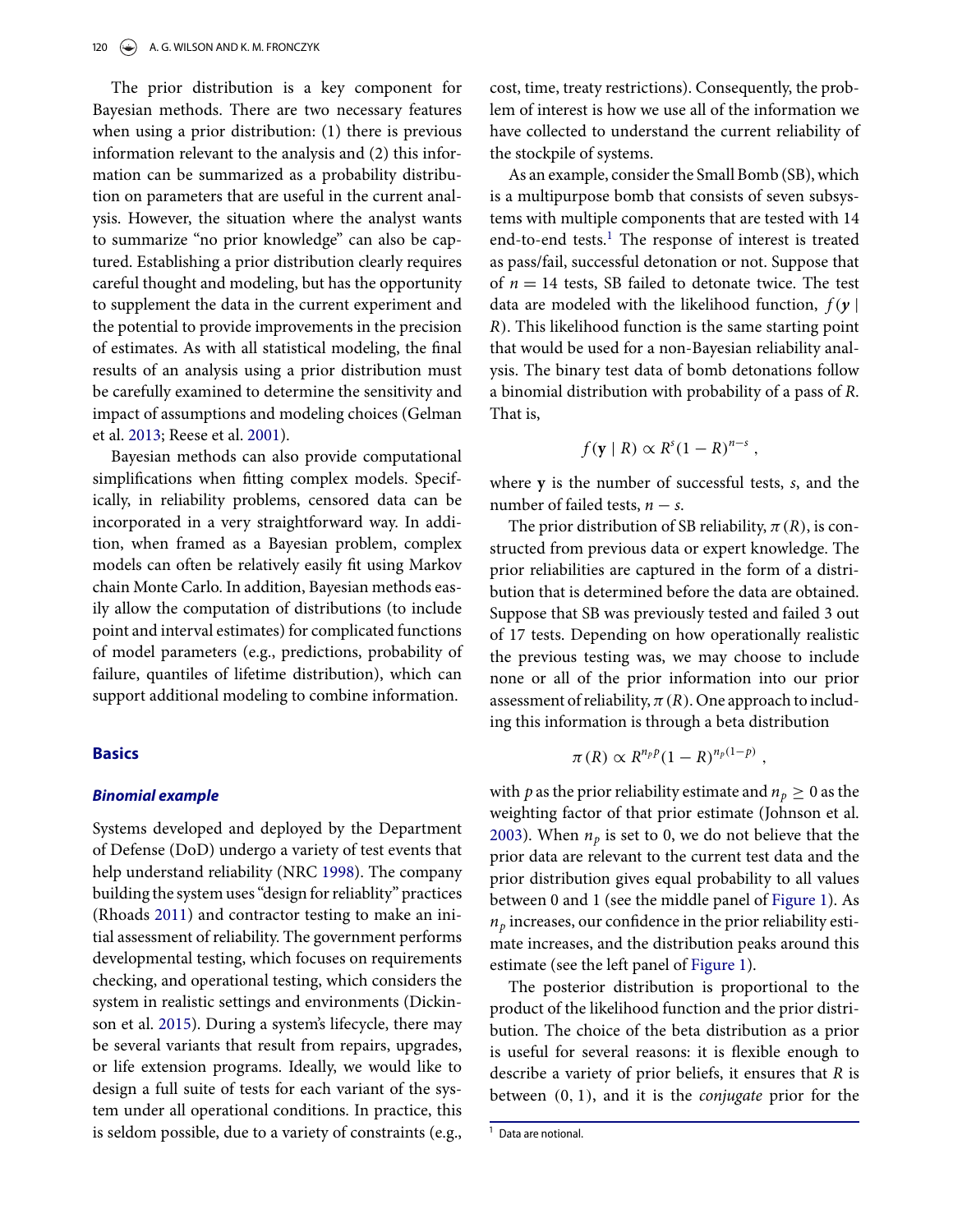The prior distribution is a key component for Bayesian methods. There are two necessary features when using a prior distribution: (1) there is previous information relevant to the analysis and (2) this information can be summarized as a probability distribution on parameters that are useful in the current analysis. However, the situation where the analyst wants to summarize "no prior knowledge" can also be captured. Establishing a prior distribution clearly requires careful thought and modeling, but has the opportunity to supplement the data in the current experiment and the potential to provide improvements in the precision of estimates. As with all statistical modeling, the final results of an analysis using a prior distribution must be carefully examined to determine the sensitivity and impact of assumptions and modeling choices (Gelman et al. 2013; Reese et al. 2001).

Bayesian methods can also provide computational simplifications when fitting complex models. Specifically, in reliability problems, censored data can be incorporated in a very straightforward way. In addition, when framed as a Bayesian problem, complex models can often be relatively easily fit using Markov chain Monte Carlo. In addition, Bayesian methods easily allow the computation of distributions (to include point and interval estimates) for complicated functions of model parameters (e.g., predictions, probability of failure, quantiles of lifetime distribution), which can support additional modeling to combine information.

## Basics

### *Binomial example*

Systems developed and deployed by the Department of Defense (DoD) undergo a variety of test events that help understand reliability (NRC 1998). The company building the system uses "design for reliablity" practices (Rhoads 2011) and contractor testing to make an initial assessment of reliability. The government performs developmental testing, which focuses on requirements checking, and operational testing, which considers the system in realistic settings and environments (Dickinson et al. 2015). During a system's lifecycle, there may be several variants that result from repairs, upgrades, or life extension programs. Ideally, we would like to design a full suite of tests for each variant of the system under all operational conditions. In practice, this is seldom possible, due to a variety of constraints (e.g., cost, time, treaty restrictions). Consequently, the problem of interest is how we use all of the information we have collected to understand the current reliability of the stockpile of systems.

As an example, consider the Small Bomb (SB), which is a multipurpose bomb that consists of seven subsystems with multiple components that are tested with 14 end-to-end tests.[1] The response of interest is treated as pass/fail, successful detonation or not. Suppose that of $n = 14$ tests, SB failed to detonate twice. The test data are modeled with the likelihood function, $f(\boldsymbol{y} \mid R)$. This likelihood function is the same starting point that would be used for a non-Bayesian reliability analysis. The binary test data of bomb detonations follow a binomial distribution with probability of a pass of $R$. That is,

$$f(\mathbf{y} \mid R) \propto R^s (1 - R)^{n-s} ,$$

where $\mathbf{y}$ is the number of successful tests, $s$, and the number of failed tests, $n - s$.

The prior distribution of SB reliability, $\pi(R)$, is constructed from previous data or expert knowledge. The prior reliabilities are captured in the form of a distribution that is determined before the data are obtained. Suppose that SB was previously tested and failed 3 out of 17 tests. Depending on how operationally realistic the previous testing was, we may choose to include none or all of the prior information into our prior assessment of reliability, $\pi(R)$. One approach to including this information is through a beta distribution

$$\pi(R) \propto R^{n_p p}(1 - R)^{n_p(1-p)} ,$$

with $p$ as the prior reliability estimate and $n_p \geq 0$ as the weighting factor of that prior estimate (Johnson et al. 2003). When $n_p$ is set to 0, we do not believe that the prior data are relevant to the current test data and the prior distribution gives equal probability to all values between 0 and 1 (see the middle panel of Figure 1). As $n_p$ increases, our confidence in the prior reliability estimate increases, and the distribution peaks around this estimate (see the left panel of Figure 1).

The posterior distribution is proportional to the product of the likelihood function and the prior distribution. The choice of the beta distribution as a prior is useful for several reasons: it is flexible enough to describe a variety of prior beliefs, it ensures that $R$ is between $(0, 1)$, and it is the *conjugate* prior for the

[1] Data are notional.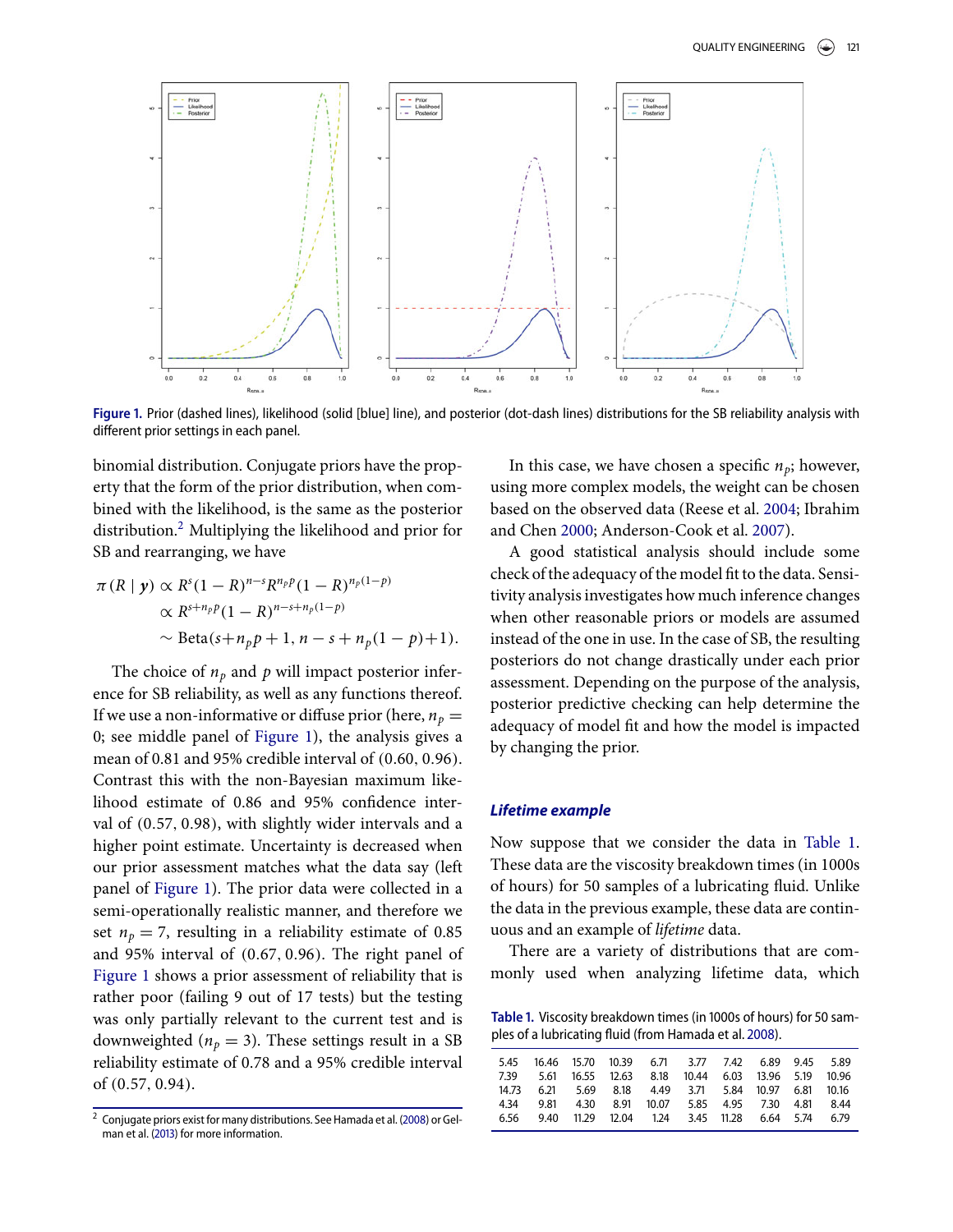Figure 1. Prior (dashed lines), likelihood (solid [blue] line), and posterior (dot-dash lines) distributions for the SB reliability analysis with different prior settings in each panel.

binomial distribution. Conjugate priors have the property that the form of the prior distribution, when combined with the likelihood, is the same as the posterior distribution.[2] Multiplying the likelihood and prior for SB and rearranging, we have

$$
\begin{aligned}
\pi(R \mid \mathbf{y}) &\propto R^s(1-R)^{n-s}R^{n_p p}(1-R)^{n_p(1-p)} \\
&\propto R^{s+n_p p}(1-R)^{n-s+n_p(1-p)} \\
&\sim \text{Beta}(s+n_p p+1, n-s+n_p(1-p)+1).
\end{aligned}
$$

The choice of $n_p$ and $p$ will impact posterior inference for SB reliability, as well as any functions thereof. If we use a non-informative or diffuse prior (here, $n_p = 0$; see middle panel of Figure 1), the analysis gives a mean of 0.81 and 95% credible interval of $(0.60, 0.96)$. Contrast this with the non-Bayesian maximum likelihood estimate of 0.86 and 95% confidence interval of $(0.57, 0.98)$, with slightly wider intervals and a higher point estimate. Uncertainty is decreased when our prior assessment matches what the data say (left panel of Figure 1). The prior data were collected in a semi-operationally realistic manner, and therefore we set $n_p = 7$, resulting in a reliability estimate of 0.85 and 95% interval of $(0.67, 0.96)$. The right panel of Figure 1 shows a prior assessment of reliability that is rather poor (failing 9 out of 17 tests) but the testing was only partially relevant to the current test and is downweighted ($n_p = 3$). These settings result in a SB reliability estimate of 0.78 and a 95% credible interval of $(0.57, 0.94)$.

In this case, we have chosen a specific $n_p$; however, using more complex models, the weight can be chosen based on the observed data (Reese et al. 2004; Ibrahim and Chen 2000; Anderson-Cook et al. 2007).

A good statistical analysis should include some check of the adequacy of the model fit to the data. Sensitivity analysis investigates how much inference changes when other reasonable priors or models are assumed instead of the one in use. In the case of SB, the resulting posteriors do not change drastically under each prior assessment. Depending on the purpose of the analysis, posterior predictive checking can help determine the adequacy of model fit and how the model is impacted by changing the prior.

### *Lifetime example*

Now suppose that we consider the data in Table 1. These data are the viscosity breakdown times (in 1000s of hours) for 50 samples of a lubricating fluid. Unlike the data in the previous example, these data are continuous and an example of *lifetime* data.

There are a variety of distributions that are commonly used when analyzing lifetime data, which

Table 1. Viscosity breakdown times (in 1000s of hours) for 50 samples of a lubricating fluid (from Hamada et al. 2008).

| | | | | | | | | | |
|---|---|---|---|---|---|---|---|---|---|
| 5.45 | 16.46 | 15.70 | 10.39 | 6.71 | 3.77 | 7.42 | 6.89 | 9.45 | 5.89 |
| 7.39 | 5.61 | 16.55 | 12.63 | 8.18 | 10.44 | 6.03 | 13.96 | 5.19 | 10.96 |
| 14.73 | 6.21 | 5.69 | 8.18 | 4.49 | 3.71 | 5.84 | 10.97 | 6.81 | 10.16 |
| 4.34 | 9.81 | 4.30 | 8.91 | 10.07 | 5.85 | 4.95 | 7.30 | 4.81 | 8.44 |
| 6.56 | 9.40 | 11.29 | 12.04 | 1.24 | 3.45 | 11.28 | 6.64 | 5.74 | 6.79 |

[2] Conjugate priors exist for many distributions. See Hamada et al. (2008) or Gelman et al. (2013) for more information.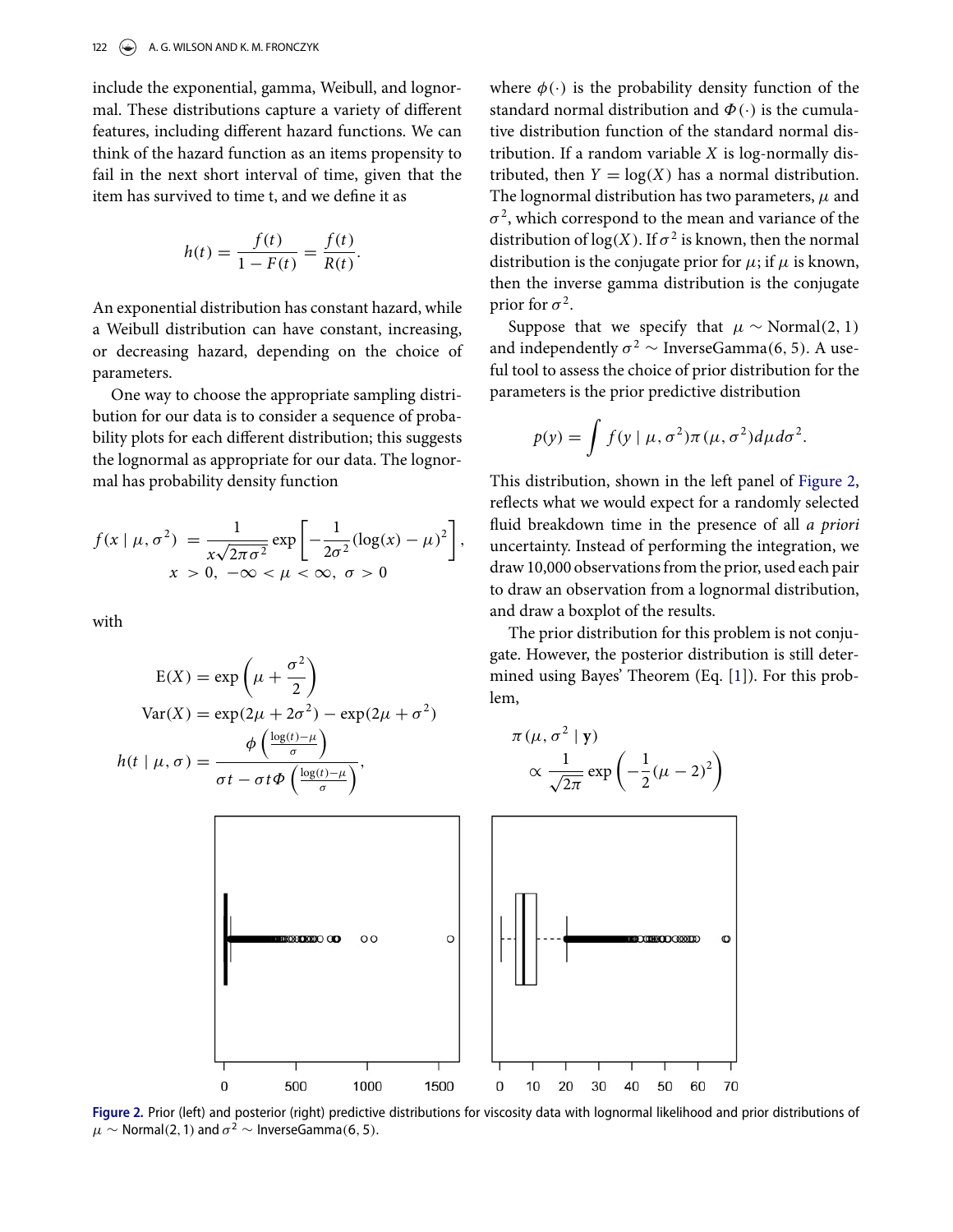include the exponential, gamma, Weibull, and lognormal. These distributions capture a variety of different features, including different hazard functions. We can think of the hazard function as an items propensity to fail in the next short interval of time, given that the item has survived to time t, and we define it as

$$h(t) = \frac{f(t)}{1 - F(t)} = \frac{f(t)}{R(t)}.$$

An exponential distribution has constant hazard, while a Weibull distribution can have constant, increasing, or decreasing hazard, depending on the choice of parameters.

One way to choose the appropriate sampling distribution for our data is to consider a sequence of probability plots for each different distribution; this suggests the lognormal as appropriate for our data. The lognormal has probability density function

$$f(x \mid \mu, \sigma^2) = \frac{1}{x\sqrt{2\pi\sigma^2}} \exp\left[-\frac{1}{2\sigma^2}(\log(x) - \mu)^2\right],$$
$$x > 0, \ -\infty < \mu < \infty, \ \sigma > 0$$

with

$$\mathrm{E}(X) = \exp\left(\mu + \frac{\sigma^2}{2}\right)$$
$$\mathrm{Var}(X) = \exp(2\mu + 2\sigma^2) - \exp(2\mu + \sigma^2)$$
$$h(t \mid \mu, \sigma) = \frac{\phi\left(\frac{\log(t)-\mu}{\sigma}\right)}{\sigma t - \sigma t \Phi\left(\frac{\log(t)-\mu}{\sigma}\right)},$$

where $\phi(\cdot)$ is the probability density function of the standard normal distribution and $\Phi(\cdot)$ is the cumulative distribution function of the standard normal distribution. If a random variable $X$ is log-normally distributed, then $Y = \log(X)$ has a normal distribution. The lognormal distribution has two parameters, $\mu$ and $\sigma^2$, which correspond to the mean and variance of the distribution of $\log(X)$. If $\sigma^2$ is known, then the normal distribution is the conjugate prior for $\mu$; if $\mu$ is known, then the inverse gamma distribution is the conjugate prior for $\sigma^2$.

Suppose that we specify that $\mu \sim \text{Normal}(2, 1)$ and independently $\sigma^2 \sim \text{InverseGamma}(6, 5)$. A useful tool to assess the choice of prior distribution for the parameters is the prior predictive distribution

$$p(y) = \int f(y \mid \mu, \sigma^2)\pi(\mu, \sigma^2) d\mu d\sigma^2.$$

This distribution, shown in the left panel of Figure 2, reflects what we would expect for a randomly selected fluid breakdown time in the presence of all *a priori* uncertainty. Instead of performing the integration, we draw 10,000 observations from the prior, used each pair to draw an observation from a lognormal distribution, and draw a boxplot of the results.

The prior distribution for this problem is not conjugate. However, the posterior distribution is still determined using Bayes' Theorem (Eq. [1]). For this problem,

$$\pi(\mu, \sigma^2 \mid \mathbf{y}) \propto \frac{1}{\sqrt{2\pi}} \exp\left(-\frac{1}{2}(\mu - 2)^2\right)$$

Figure 2. Prior (left) and posterior (right) predictive distributions for viscosity data with lognormal likelihood and prior distributions of $\mu \sim \text{Normal}(2, 1)$ and $\sigma^2 \sim \text{InverseGamma}(6, 5)$.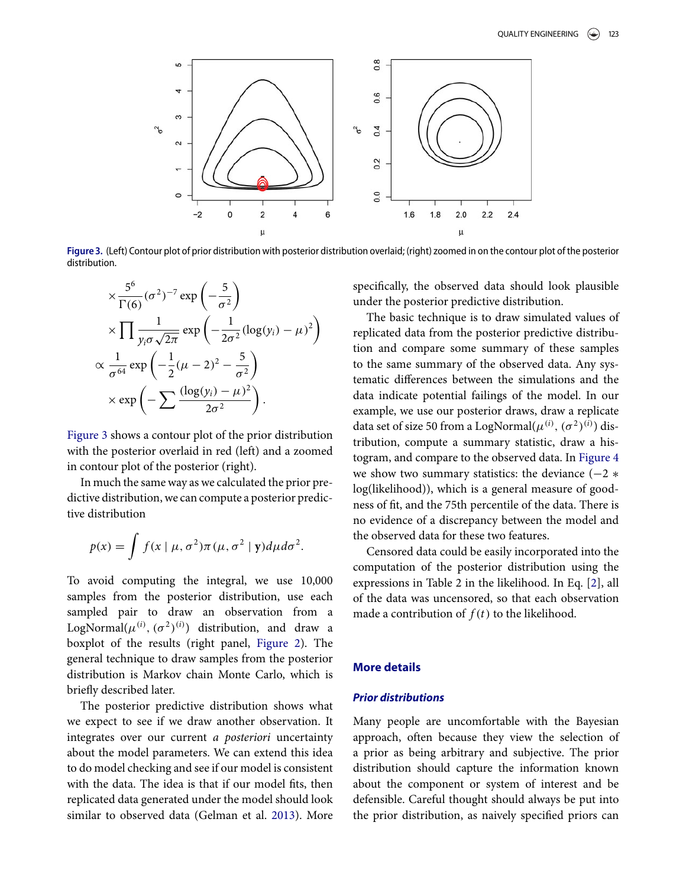Figure 3. (Left) Contour plot of prior distribution with posterior distribution overlaid; (right) zoomed in on the contour plot of the posterior distribution.

$$
\begin{aligned}
&\times \frac{5^6}{\Gamma(6)} (\sigma^2)^{-7} \exp\left(-\frac{5}{\sigma^2}\right) \\
&\times \prod \frac{1}{y_i \sigma \sqrt{2\pi}} \exp\left(-\frac{1}{2\sigma^2}(\log(y_i) - \mu)^2\right) \\
&\propto \frac{1}{\sigma^{64}} \exp\left(-\frac{1}{2}(\mu - 2)^2 - \frac{5}{\sigma^2}\right) \\
&\times \exp\left(-\sum \frac{(\log(y_i) - \mu)^2}{2\sigma^2}\right).
\end{aligned}
$$

Figure 3 shows a contour plot of the prior distribution with the posterior overlaid in red (left) and a zoomed in contour plot of the posterior (right).

In much the same way as we calculated the prior predictive distribution, we can compute a posterior predictive distribution

$$
p(x) = \int f(x \mid \mu, \sigma^2) \pi(\mu, \sigma^2 \mid \mathbf{y}) d\mu d\sigma^2.
$$

To avoid computing the integral, we use 10,000 samples from the posterior distribution, use each sampled pair to draw an observation from a LogNormal$(\mu^{(i)}, (\sigma^2)^{(i)})$ distribution, and draw a boxplot of the results (right panel, Figure 2). The general technique to draw samples from the posterior distribution is Markov chain Monte Carlo, which is briefly described later.

The posterior predictive distribution shows what we expect to see if we draw another observation. It integrates over our current *a posteriori* uncertainty about the model parameters. We can extend this idea to do model checking and see if our model is consistent with the data. The idea is that if our model fits, then replicated data generated under the model should look similar to observed data (Gelman et al. 2013). More specifically, the observed data should look plausible under the posterior predictive distribution.

The basic technique is to draw simulated values of replicated data from the posterior predictive distribution and compare some summary of these samples to the same summary of the observed data. Any systematic differences between the simulations and the data indicate potential failings of the model. In our example, we use our posterior draws, draw a replicate data set of size 50 from a LogNormal$(\mu^{(i)}, (\sigma^2)^{(i)})$ distribution, compute a summary statistic, draw a histogram, and compare to the observed data. In Figure 4 we show two summary statistics: the deviance ($-2 * \log(\text{likelihood})$), which is a general measure of goodness of fit, and the 75th percentile of the data. There is no evidence of a discrepancy between the model and the observed data for these two features.

Censored data could be easily incorporated into the computation of the posterior distribution using the expressions in Table 2 in the likelihood. In Eq. [2], all of the data was uncensored, so that each observation made a contribution of $f(t)$ to the likelihood.

## More details

### *Prior distributions*

Many people are uncomfortable with the Bayesian approach, often because they view the selection of a prior as being arbitrary and subjective. The prior distribution should capture the information known about the component or system of interest and be defensible. Careful thought should always be put into the prior distribution, as naively specified priors can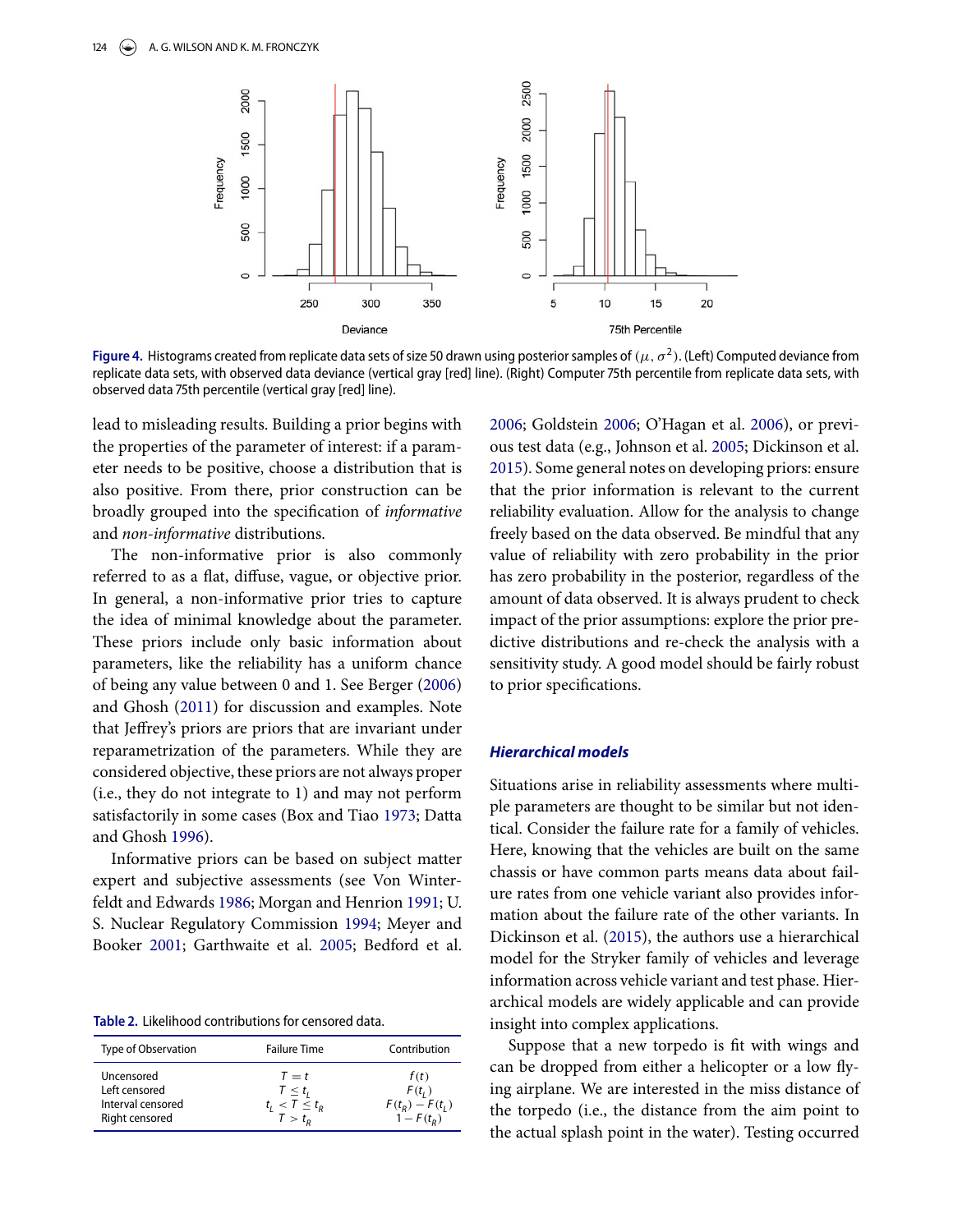Figure 4. Histograms created from replicate data sets of size 50 drawn using posterior samples of $(\mu, \sigma^2)$. (Left) Computed deviance from replicate data sets, with observed data deviance (vertical gray [red] line). (Right) Computer 75th percentile from replicate data sets, with observed data 75th percentile (vertical gray [red] line).

lead to misleading results. Building a prior begins with the properties of the parameter of interest: if a parameter needs to be positive, choose a distribution that is also positive. From there, prior construction can be broadly grouped into the specification of *informative* and *non-informative* distributions.

The non-informative prior is also commonly referred to as a flat, diffuse, vague, or objective prior. In general, a non-informative prior tries to capture the idea of minimal knowledge about the parameter. These priors include only basic information about parameters, like the reliability has a uniform chance of being any value between 0 and 1. See Berger (2006) and Ghosh (2011) for discussion and examples. Note that Jeffrey's priors are priors that are invariant under reparametrization of the parameters. While they are considered objective, these priors are not always proper (i.e., they do not integrate to 1) and may not perform satisfactorily in some cases (Box and Tiao 1973; Datta and Ghosh 1996).

Informative priors can be based on subject matter expert and subjective assessments (see Von Winterfeldt and Edwards 1986; Morgan and Henrion 1991; U. S. Nuclear Regulatory Commission 1994; Meyer and Booker 2001; Garthwaite et al. 2005; Bedford et al. 2006; Goldstein 2006; O'Hagan et al. 2006), or previous test data (e.g., Johnson et al. 2005; Dickinson et al. 2015). Some general notes on developing priors: ensure that the prior information is relevant to the current reliability evaluation. Allow for the analysis to change freely based on the data observed. Be mindful that any value of reliability with zero probability in the prior has zero probability in the posterior, regardless of the amount of data observed. It is always prudent to check impact of the prior assumptions: explore the prior predictive distributions and re-check the analysis with a sensitivity study. A good model should be fairly robust to prior specifications.

Table 2. Likelihood contributions for censored data.

| Type of Observation | Failure Time | Contribution |
|---|---|---|
| Uncensored | $T = t$ | $f(t)$ |
| Left censored | $T \leq t_L$ | $F(t_L)$ |
| Interval censored | $t_L < T \leq t_R$ | $F(t_R) - F(t_L)$ |
| Right censored | $T > t_R$ | $1 - F(t_R)$ |

### *Hierarchical models*

Situations arise in reliability assessments where multiple parameters are thought to be similar but not identical. Consider the failure rate for a family of vehicles. Here, knowing that the vehicles are built on the same chassis or have common parts means data about failure rates from one vehicle variant also provides information about the failure rate of the other variants. In Dickinson et al. (2015), the authors use a hierarchical model for the Stryker family of vehicles and leverage information across vehicle variant and test phase. Hierarchical models are widely applicable and can provide insight into complex applications.

Suppose that a new torpedo is fit with wings and can be dropped from either a helicopter or a low flying airplane. We are interested in the miss distance of the torpedo (i.e., the distance from the aim point to the actual splash point in the water). Testing occurred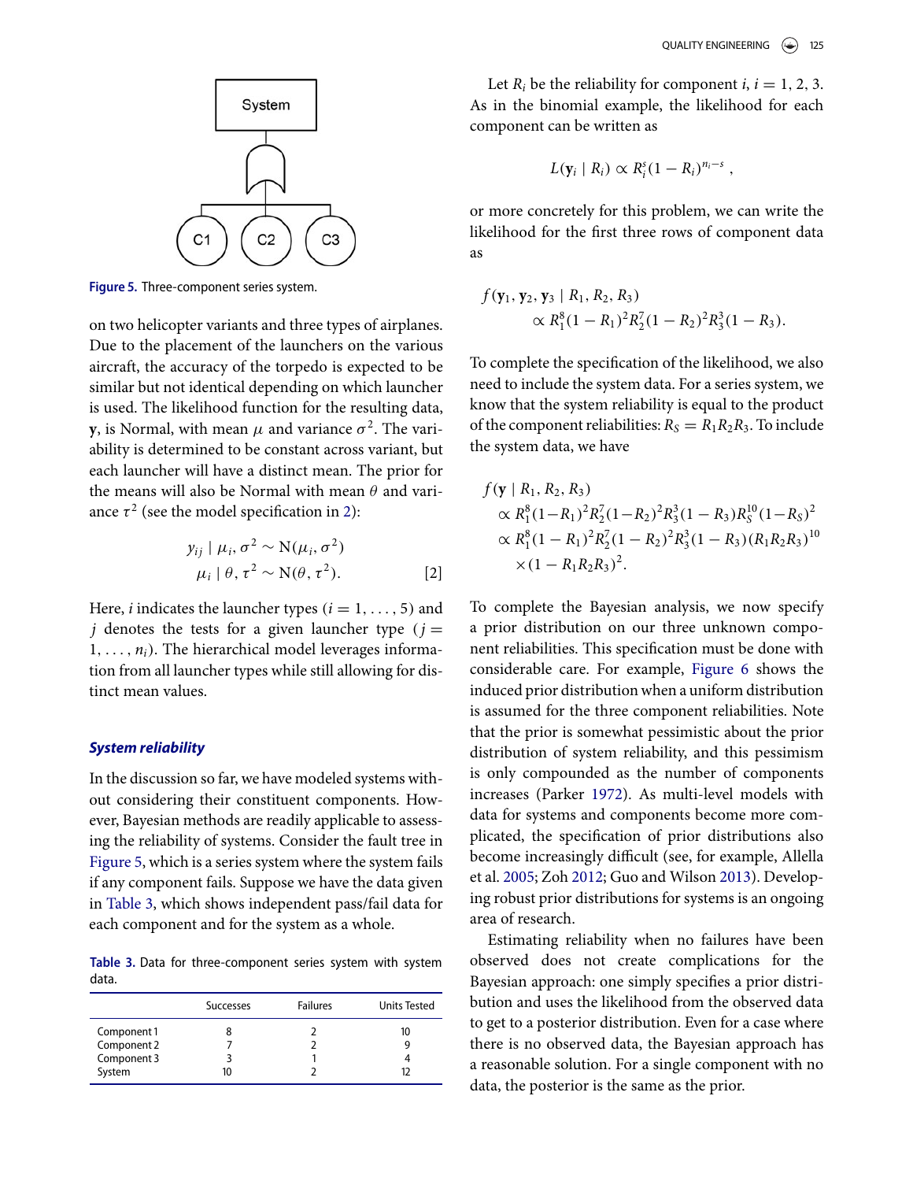Figure 5. Three-component series system.

on two helicopter variants and three types of airplanes. Due to the placement of the launchers on the various aircraft, the accuracy of the torpedo is expected to be similar but not identical depending on which launcher is used. The likelihood function for the resulting data, $\mathbf{y}$, is Normal, with mean $\mu$ and variance $\sigma^2$. The variability is determined to be constant across variant, but each launcher will have a distinct mean. The prior for the means will also be Normal with mean $\theta$ and variance $\tau^2$ (see the model specification in 2):

$$\begin{aligned} y_{ij} \mid \mu_i, \sigma^2 &\sim \mathrm{N}(\mu_i, \sigma^2) \\ \mu_i \mid \theta, \tau^2 &\sim \mathrm{N}(\theta, \tau^2). \end{aligned} \qquad [2]$$

Here, $i$ indicates the launcher types ($i = 1, \ldots, 5$) and $j$ denotes the tests for a given launcher type ($j = 1, \ldots, n_i$). The hierarchical model leverages information from all launcher types while still allowing for distinct mean values.

### System reliability

In the discussion so far, we have modeled systems without considering their constituent components. However, Bayesian methods are readily applicable to assessing the reliability of systems. Consider the fault tree in Figure 5, which is a series system where the system fails if any component fails. Suppose we have the data given in Table 3, which shows independent pass/fail data for each component and for the system as a whole.

**Table 3.** Data for three-component series system with system data.

| | Successes | Failures | Units Tested |
|---|---|---|---|
| Component 1 | 8 | 2 | 10 |
| Component 2 | 7 | 2 | 9 |
| Component 3 | 3 | 1 | 4 |
| System | 10 | 2 | 12 |

Let $R_i$ be the reliability for component $i$, $i = 1, 2, 3$. As in the binomial example, the likelihood for each component can be written as

$$L(\mathbf{y}_i \mid R_i) \propto R_i^s (1 - R_i)^{n_i - s},$$

or more concretely for this problem, we can write the likelihood for the first three rows of component data as

$$f(\mathbf{y}_1, \mathbf{y}_2, \mathbf{y}_3 \mid R_1, R_2, R_3) \propto R_1^8 (1 - R_1)^2 R_2^7 (1 - R_2)^2 R_3^3 (1 - R_3).$$

To complete the specification of the likelihood, we also need to include the system data. For a series system, we know that the system reliability is equal to the product of the component reliabilities: $R_S = R_1 R_2 R_3$. To include the system data, we have

$$\begin{aligned} f(\mathbf{y} \mid R_1, R_2, R_3) &\propto R_1^8 (1-R_1)^2 R_2^7 (1-R_2)^2 R_3^3 (1 - R_3) R_S^{10} (1-R_S)^2 \\ &\propto R_1^8 (1 - R_1)^2 R_2^7 (1 - R_2)^2 R_3^3 (1 - R_3) (R_1 R_2 R_3)^{10} \\ &\quad \times (1 - R_1 R_2 R_3)^2. \end{aligned}$$

To complete the Bayesian analysis, we now specify a prior distribution on our three unknown component reliabilities. This specification must be done with considerable care. For example, Figure 6 shows the induced prior distribution when a uniform distribution is assumed for the three component reliabilities. Note that the prior is somewhat pessimistic about the prior distribution of system reliability, and this pessimism is only compounded as the number of components increases (Parker 1972). As multi-level models with data for systems and components become more complicated, the specification of prior distributions also become increasingly difficult (see, for example, Allella et al. 2005; Zoh 2012; Guo and Wilson 2013). Developing robust prior distributions for systems is an ongoing area of research.

Estimating reliability when no failures have been observed does not create complications for the Bayesian approach: one simply specifies a prior distribution and uses the likelihood from the observed data to get to a posterior distribution. Even for a case where there is no observed data, the Bayesian approach has a reasonable solution. For a single component with no data, the posterior is the same as the prior.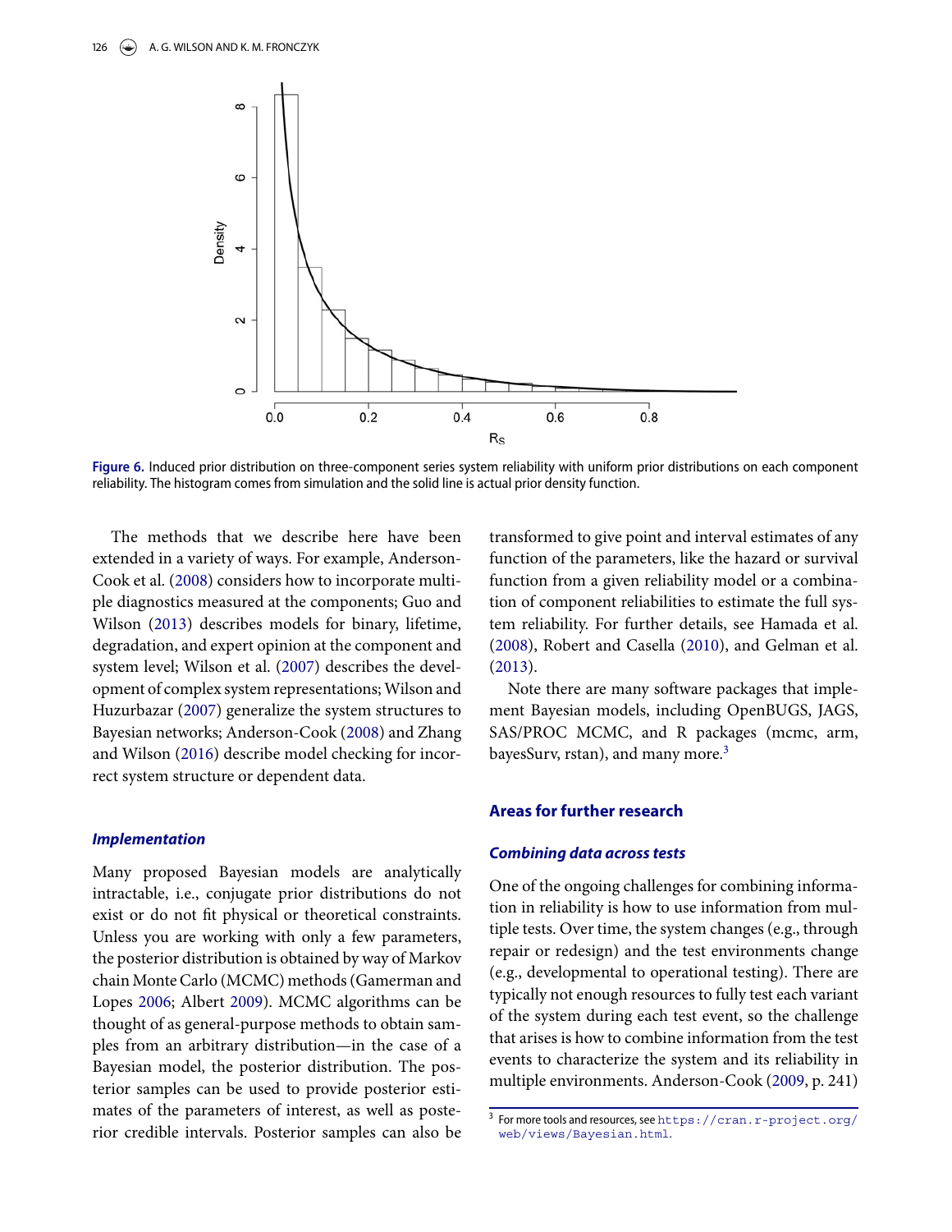**Figure 6.** Induced prior distribution on three-component series system reliability with uniform prior distributions on each component reliability. The histogram comes from simulation and the solid line is actual prior density function.

The methods that we describe here have been extended in a variety of ways. For example, Anderson-Cook et al. (2008) considers how to incorporate multiple diagnostics measured at the components; Guo and Wilson (2013) describes models for binary, lifetime, degradation, and expert opinion at the component and system level; Wilson et al. (2007) describes the development of complex system representations; Wilson and Huzurbazar (2007) generalize the system structures to Bayesian networks; Anderson-Cook (2008) and Zhang and Wilson (2016) describe model checking for incorrect system structure or dependent data.

### *Implementation*

Many proposed Bayesian models are analytically intractable, i.e., conjugate prior distributions do not exist or do not fit physical or theoretical constraints. Unless you are working with only a few parameters, the posterior distribution is obtained by way of Markov chain Monte Carlo (MCMC) methods (Gamerman and Lopes 2006; Albert 2009). MCMC algorithms can be thought of as general-purpose methods to obtain samples from an arbitrary distribution—in the case of a Bayesian model, the posterior distribution. The posterior samples can be used to provide posterior estimates of the parameters of interest, as well as posterior credible intervals. Posterior samples can also be transformed to give point and interval estimates of any function of the parameters, like the hazard or survival function from a given reliability model or a combination of component reliabilities to estimate the full system reliability. For further details, see Hamada et al. (2008), Robert and Casella (2010), and Gelman et al. (2013).

Note there are many software packages that implement Bayesian models, including OpenBUGS, JAGS, SAS/PROC MCMC, and R packages (mcmc, arm, bayesSurv, rstan), and many more.[3]

## Areas for further research

### *Combining data across tests*

One of the ongoing challenges for combining information in reliability is how to use information from multiple tests. Over time, the system changes (e.g., through repair or redesign) and the test environments change (e.g., developmental to operational testing). There are typically not enough resources to fully test each variant of the system during each test event, so the challenge that arises is how to combine information from the test events to characterize the system and its reliability in multiple environments. Anderson-Cook (2009, p. 241)

[3] For more tools and resources, see https://cran.r-project.org/web/views/Bayesian.html.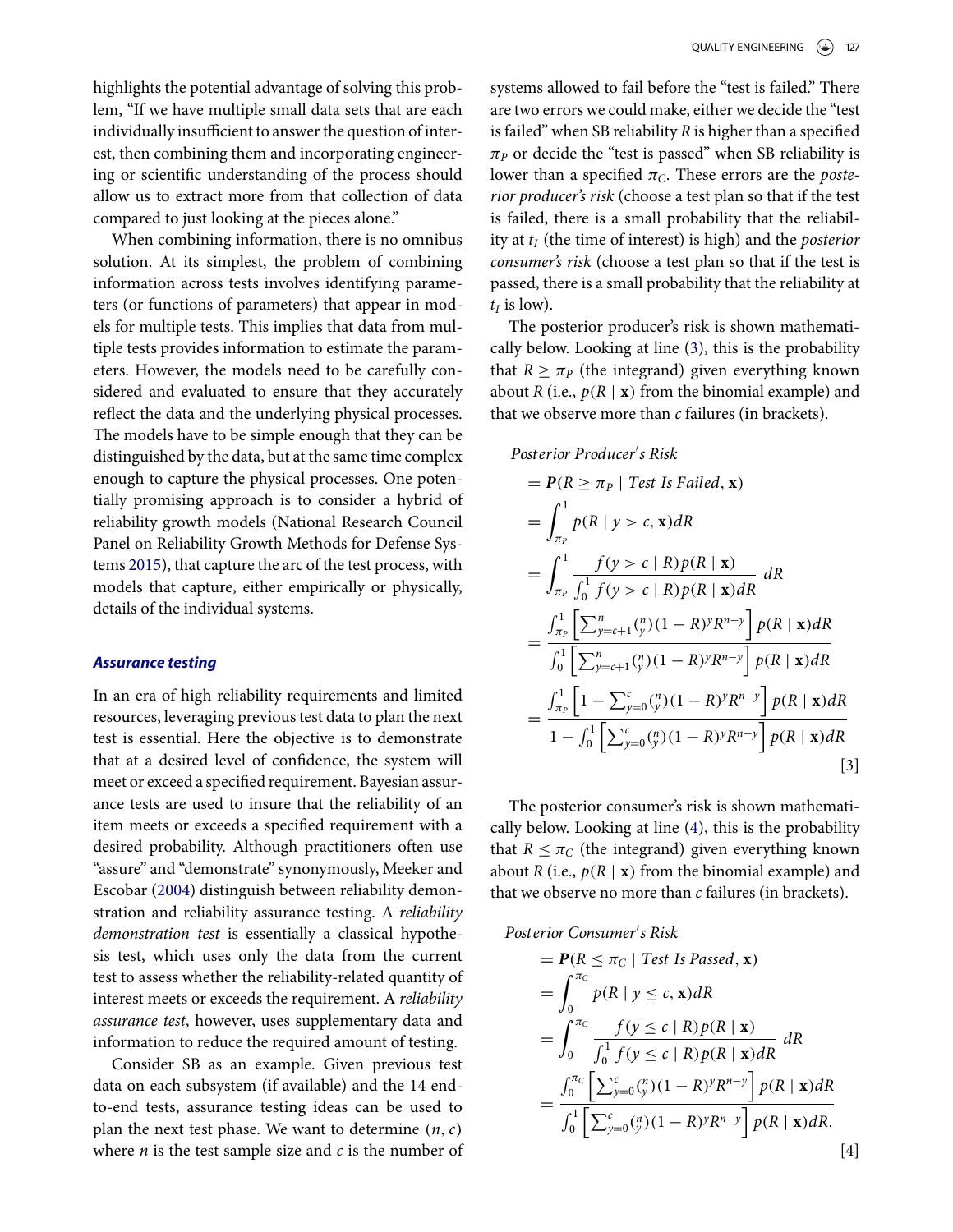highlights the potential advantage of solving this problem, "If we have multiple small data sets that are each individually insufficient to answer the question of interest, then combining them and incorporating engineering or scientific understanding of the process should allow us to extract more from that collection of data compared to just looking at the pieces alone."

When combining information, there is no omnibus solution. At its simplest, the problem of combining information across tests involves identifying parameters (or functions of parameters) that appear in models for multiple tests. This implies that data from multiple tests provides information to estimate the parameters. However, the models need to be carefully considered and evaluated to ensure that they accurately reflect the data and the underlying physical processes. The models have to be simple enough that they can be distinguished by the data, but at the same time complex enough to capture the physical processes. One potentially promising approach is to consider a hybrid of reliability growth models (National Research Council Panel on Reliability Growth Methods for Defense Systems 2015), that capture the arc of the test process, with models that capture, either empirically or physically, details of the individual systems.

### *Assurance testing*

In an era of high reliability requirements and limited resources, leveraging previous test data to plan the next test is essential. Here the objective is to demonstrate that at a desired level of confidence, the system will meet or exceed a specified requirement. Bayesian assurance tests are used to insure that the reliability of an item meets or exceeds a specified requirement with a desired probability. Although practitioners often use "assure" and "demonstrate" synonymously, Meeker and Escobar (2004) distinguish between reliability demonstration and reliability assurance testing. A *reliability demonstration test* is essentially a classical hypothesis test, which uses only the data from the current test to assess whether the reliability-related quantity of interest meets or exceeds the requirement. A *reliability assurance test*, however, uses supplementary data and information to reduce the required amount of testing.

Consider SB as an example. Given previous test data on each subsystem (if available) and the 14 end-to-end tests, assurance testing ideas can be used to plan the next test phase. We want to determine $(n, c)$ where $n$ is the test sample size and $c$ is the number of systems allowed to fail before the "test is failed." There are two errors we could make, either we decide the "test is failed" when SB reliability $R$ is higher than a specified $\pi_P$ or decide the "test is passed" when SB reliability is lower than a specified $\pi_C$. These errors are the *posterior producer's risk* (choose a test plan so that if the test is failed, there is a small probability that the reliability at $t_I$ (the time of interest) is high) and the *posterior consumer's risk* (choose a test plan so that if the test is passed, there is a small probability that the reliability at $t_I$ is low).

The posterior producer's risk is shown mathematically below. Looking at line (3), this is the probability that $R \geq \pi_P$ (the integrand) given everything known about $R$ (i.e., $p(R \mid \mathbf{x})$ from the binomial example) and that we observe more than $c$ failures (in brackets).

$$
\begin{aligned}
&\textit{Posterior Producer's Risk}\\
&= \boldsymbol{P}(R \geq \pi_P \mid \textit{Test Is Failed}, \mathbf{x})\\
&= \int_{\pi_P}^{1} p(R \mid y > c, \mathbf{x}) dR\\
&= \int_{\pi_P}^{1} \frac{f(y > c \mid R) p(R \mid \mathbf{x})}{\int_0^1 f(y > c \mid R) p(R \mid \mathbf{x}) dR}\, dR\\
&= \frac{\int_{\pi_P}^{1} \left[\sum_{y=c+1}^{n} \binom{n}{y} (1-R)^y R^{n-y}\right] p(R \mid \mathbf{x}) dR}{\int_0^1 \left[\sum_{y=c+1}^{n} \binom{n}{y} (1-R)^y R^{n-y}\right] p(R \mid \mathbf{x}) dR}\\
&= \frac{\int_{\pi_P}^{1} \left[1 - \sum_{y=0}^{c} \binom{n}{y} (1-R)^y R^{n-y}\right] p(R \mid \mathbf{x}) dR}{1 - \int_0^1 \left[\sum_{y=0}^{c} \binom{n}{y} (1-R)^y R^{n-y}\right] p(R \mid \mathbf{x}) dR}
\end{aligned}
\qquad [3]
$$

The posterior consumer's risk is shown mathematically below. Looking at line (4), this is the probability that $R \leq \pi_C$ (the integrand) given everything known about $R$ (i.e., $p(R \mid \mathbf{x})$ from the binomial example) and that we observe no more than $c$ failures (in brackets).

$$
\begin{aligned}
&\textit{Posterior Consumer's Risk}\\
&= \boldsymbol{P}(R \leq \pi_C \mid \textit{Test Is Passed}, \mathbf{x})\\
&= \int_0^{\pi_C} p(R \mid y \leq c, \mathbf{x}) dR\\
&= \int_0^{\pi_C} \frac{f(y \leq c \mid R) p(R \mid \mathbf{x})}{\int_0^1 f(y \leq c \mid R) p(R \mid \mathbf{x}) dR}\, dR\\
&= \frac{\int_0^{\pi_C} \left[\sum_{y=0}^{c} \binom{n}{y} (1-R)^y R^{n-y}\right] p(R \mid \mathbf{x}) dR}{\int_0^1 \left[\sum_{y=0}^{c} \binom{n}{y} (1-R)^y R^{n-y}\right] p(R \mid \mathbf{x}) dR.}
\end{aligned}
\qquad [4]
$$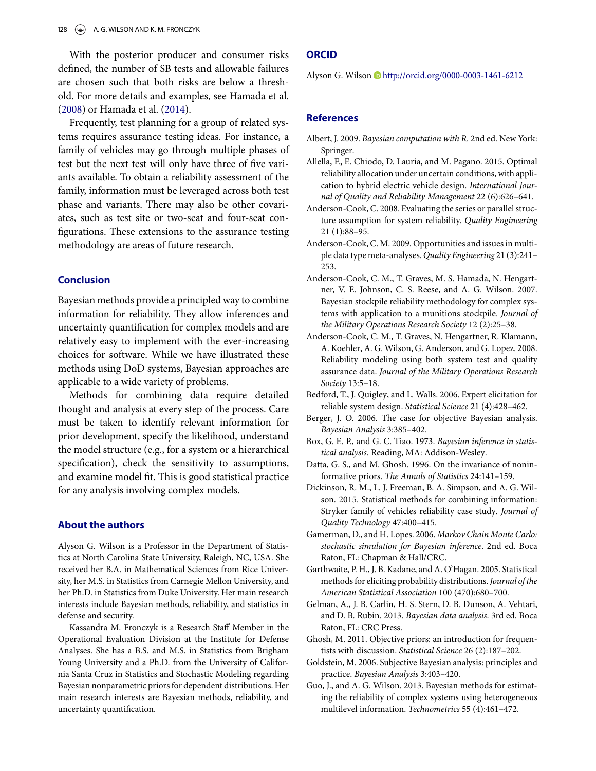With the posterior producer and consumer risks defined, the number of SB tests and allowable failures are chosen such that both risks are below a threshold. For more details and examples, see Hamada et al. (2008) or Hamada et al. (2014).

Frequently, test planning for a group of related systems requires assurance testing ideas. For instance, a family of vehicles may go through multiple phases of test but the next test will only have three of five variants available. To obtain a reliability assessment of the family, information must be leveraged across both test phase and variants. There may also be other covariates, such as test site or two-seat and four-seat configurations. These extensions to the assurance testing methodology are areas of future research.

## Conclusion

Bayesian methods provide a principled way to combine information for reliability. They allow inferences and uncertainty quantification for complex models and are relatively easy to implement with the ever-increasing choices for software. While we have illustrated these methods using DoD systems, Bayesian approaches are applicable to a wide variety of problems.

Methods for combining data require detailed thought and analysis at every step of the process. Care must be taken to identify relevant information for prior development, specify the likelihood, understand the model structure (e.g., for a system or a hierarchical specification), check the sensitivity to assumptions, and examine model fit. This is good statistical practice for any analysis involving complex models.

## About the authors

Alyson G. Wilson is a Professor in the Department of Statistics at North Carolina State University, Raleigh, NC, USA. She received her B.A. in Mathematical Sciences from Rice University, her M.S. in Statistics from Carnegie Mellon University, and her Ph.D. in Statistics from Duke University. Her main research interests include Bayesian methods, reliability, and statistics in defense and security.

Kassandra M. Fronczyk is a Research Staff Member in the Operational Evaluation Division at the Institute for Defense Analyses. She has a B.S. and M.S. in Statistics from Brigham Young University and a Ph.D. from the University of California Santa Cruz in Statistics and Stochastic Modeling regarding Bayesian nonparametric priors for dependent distributions. Her main research interests are Bayesian methods, reliability, and uncertainty quantification.

## ORCID

Alyson G. Wilson http://orcid.org/0000-0003-1461-6212

## References

Albert, J. 2009. *Bayesian computation with R*. 2nd ed. New York: Springer.

Allella, F., E. Chiodo, D. Lauria, and M. Pagano. 2015. Optimal reliability allocation under uncertain conditions, with application to hybrid electric vehicle design. *International Journal of Quality and Reliability Management* 22 (6):626–641.

Anderson-Cook, C. 2008. Evaluating the series or parallel structure assumption for system reliability. *Quality Engineering* 21 (1):88–95.

Anderson-Cook, C. M. 2009. Opportunities and issues in multiple data type meta-analyses. *Quality Engineering* 21 (3):241–253.

Anderson-Cook, C. M., T. Graves, M. S. Hamada, N. Hengartner, V. E. Johnson, C. S. Reese, and A. G. Wilson. 2007. Bayesian stockpile reliability methodology for complex systems with application to a munitions stockpile. *Journal of the Military Operations Research Society* 12 (2):25–38.

Anderson-Cook, C. M., T. Graves, N. Hengartner, R. Klamann, A. Koehler, A. G. Wilson, G. Anderson, and G. Lopez. 2008. Reliability modeling using both system test and quality assurance data. *Journal of the Military Operations Research Society* 13:5–18.

Bedford, T., J. Quigley, and L. Walls. 2006. Expert elicitation for reliable system design. *Statistical Science* 21 (4):428–462.

Berger, J. O. 2006. The case for objective Bayesian analysis. *Bayesian Analysis* 3:385–402.

Box, G. E. P., and G. C. Tiao. 1973. *Bayesian inference in statistical analysis*. Reading, MA: Addison-Wesley.

Datta, G. S., and M. Ghosh. 1996. On the invariance of noninformative priors. *The Annals of Statistics* 24:141–159.

Dickinson, R. M., L. J. Freeman, B. A. Simpson, and A. G. Wilson. 2015. Statistical methods for combining information: Stryker family of vehicles reliability case study. *Journal of Quality Technology* 47:400–415.

Gamerman, D., and H. Lopes. 2006. *Markov Chain Monte Carlo: stochastic simulation for Bayesian inference*. 2nd ed. Boca Raton, FL: Chapman & Hall/CRC.

Garthwaite, P. H., J. B. Kadane, and A. O'Hagan. 2005. Statistical methods for eliciting probability distributions. *Journal of the American Statistical Association* 100 (470):680–700.

Gelman, A., J. B. Carlin, H. S. Stern, D. B. Dunson, A. Vehtari, and D. B. Rubin. 2013. *Bayesian data analysis*. 3rd ed. Boca Raton, FL: CRC Press.

Ghosh, M. 2011. Objective priors: an introduction for frequentists with discussion. *Statistical Science* 26 (2):187–202.

Goldstein, M. 2006. Subjective Bayesian analysis: principles and practice. *Bayesian Analysis* 3:403–420.

Guo, J., and A. G. Wilson. 2013. Bayesian methods for estimating the reliability of complex systems using heterogeneous multilevel information. *Technometrics* 55 (4):461–472.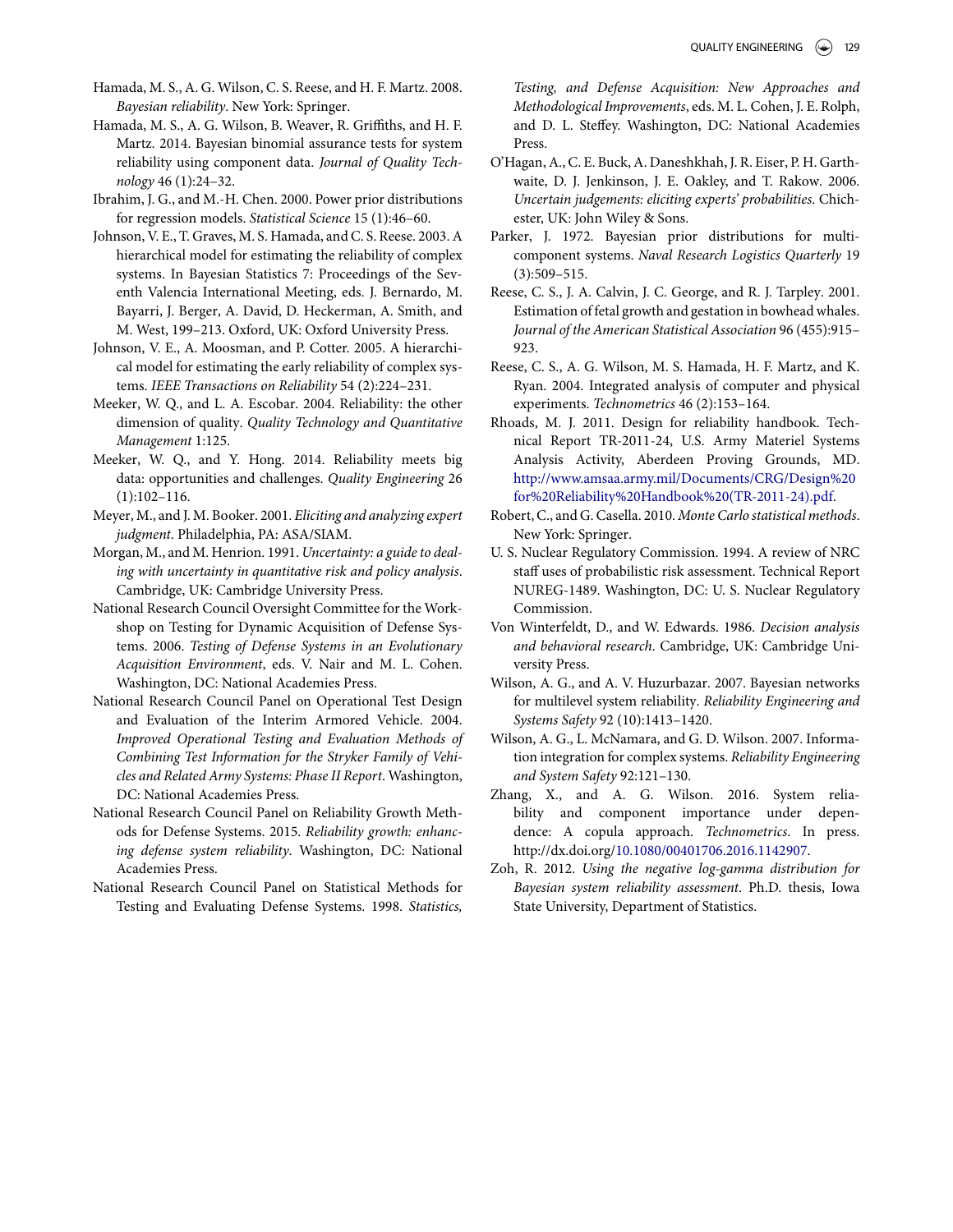Hamada, M. S., A. G. Wilson, C. S. Reese, and H. F. Martz. 2008. *Bayesian reliability*. New York: Springer.

Hamada, M. S., A. G. Wilson, B. Weaver, R. Griffiths, and H. F. Martz. 2014. Bayesian binomial assurance tests for system reliability using component data. *Journal of Quality Technology* 46 (1):24–32.

Ibrahim, J. G., and M.-H. Chen. 2000. Power prior distributions for regression models. *Statistical Science* 15 (1):46–60.

Johnson, V. E., T. Graves, M. S. Hamada, and C. S. Reese. 2003. A hierarchical model for estimating the reliability of complex systems. In Bayesian Statistics 7: Proceedings of the Seventh Valencia International Meeting, eds. J. Bernardo, M. Bayarri, J. Berger, A. David, D. Heckerman, A. Smith, and M. West, 199–213. Oxford, UK: Oxford University Press.

Johnson, V. E., A. Moosman, and P. Cotter. 2005. A hierarchical model for estimating the early reliability of complex systems. *IEEE Transactions on Reliability* 54 (2):224–231.

Meeker, W. Q., and L. A. Escobar. 2004. Reliability: the other dimension of quality. *Quality Technology and Quantitative Management* 1:125.

Meeker, W. Q., and Y. Hong. 2014. Reliability meets big data: opportunities and challenges. *Quality Engineering* 26 (1):102–116.

Meyer, M., and J. M. Booker. 2001. *Eliciting and analyzing expert judgment*. Philadelphia, PA: ASA/SIAM.

Morgan, M., and M. Henrion. 1991. *Uncertainty: a guide to dealing with uncertainty in quantitative risk and policy analysis*. Cambridge, UK: Cambridge University Press.

National Research Council Oversight Committee for the Workshop on Testing for Dynamic Acquisition of Defense Systems. 2006. *Testing of Defense Systems in an Evolutionary Acquisition Environment*, eds. V. Nair and M. L. Cohen. Washington, DC: National Academies Press.

National Research Council Panel on Operational Test Design and Evaluation of the Interim Armored Vehicle. 2004. *Improved Operational Testing and Evaluation Methods of Combining Test Information for the Stryker Family of Vehicles and Related Army Systems: Phase II Report*. Washington, DC: National Academies Press.

National Research Council Panel on Reliability Growth Methods for Defense Systems. 2015. *Reliability growth: enhancing defense system reliability*. Washington, DC: National Academies Press.

National Research Council Panel on Statistical Methods for Testing and Evaluating Defense Systems. 1998. *Statistics, Testing, and Defense Acquisition: New Approaches and Methodological Improvements*, eds. M. L. Cohen, J. E. Rolph, and D. L. Steffey. Washington, DC: National Academies Press.

O'Hagan, A., C. E. Buck, A. Daneshkhah, J. R. Eiser, P. H. Garthwaite, D. J. Jenkinson, J. E. Oakley, and T. Rakow. 2006. *Uncertain judgements: eliciting experts' probabilities*. Chichester, UK: John Wiley & Sons.

Parker, J. 1972. Bayesian prior distributions for multicomponent systems. *Naval Research Logistics Quarterly* 19 (3):509–515.

Reese, C. S., J. A. Calvin, J. C. George, and R. J. Tarpley. 2001. Estimation of fetal growth and gestation in bowhead whales. *Journal of the American Statistical Association* 96 (455):915–923.

Reese, C. S., A. G. Wilson, M. S. Hamada, H. F. Martz, and K. Ryan. 2004. Integrated analysis of computer and physical experiments. *Technometrics* 46 (2):153–164.

Rhoads, M. J. 2011. Design for reliability handbook. Technical Report TR-2011-24, U.S. Army Materiel Systems Analysis Activity, Aberdeen Proving Grounds, MD. http://www.amsaa.army.mil/Documents/CRG/Design%20for%20Reliability%20Handbook%20(TR-2011-24).pdf.

Robert, C., and G. Casella. 2010. *Monte Carlo statistical methods*. New York: Springer.

U. S. Nuclear Regulatory Commission. 1994. A review of NRC staff uses of probabilistic risk assessment. Technical Report NUREG-1489. Washington, DC: U. S. Nuclear Regulatory Commission.

Von Winterfeldt, D., and W. Edwards. 1986. *Decision analysis and behavioral research*. Cambridge, UK: Cambridge University Press.

Wilson, A. G., and A. V. Huzurbazar. 2007. Bayesian networks for multilevel system reliability. *Reliability Engineering and Systems Safety* 92 (10):1413–1420.

Wilson, A. G., L. McNamara, and G. D. Wilson. 2007. Information integration for complex systems. *Reliability Engineering and System Safety* 92:121–130.

Zhang, X., and A. G. Wilson. 2016. System reliability and component importance under dependence: A copula approach. *Technometrics*. In press. http://dx.doi.org/10.1080/00401706.2016.1142907.

Zoh, R. 2012. *Using the negative log-gamma distribution for Bayesian system reliability assessment*. Ph.D. thesis, Iowa State University, Department of Statistics.